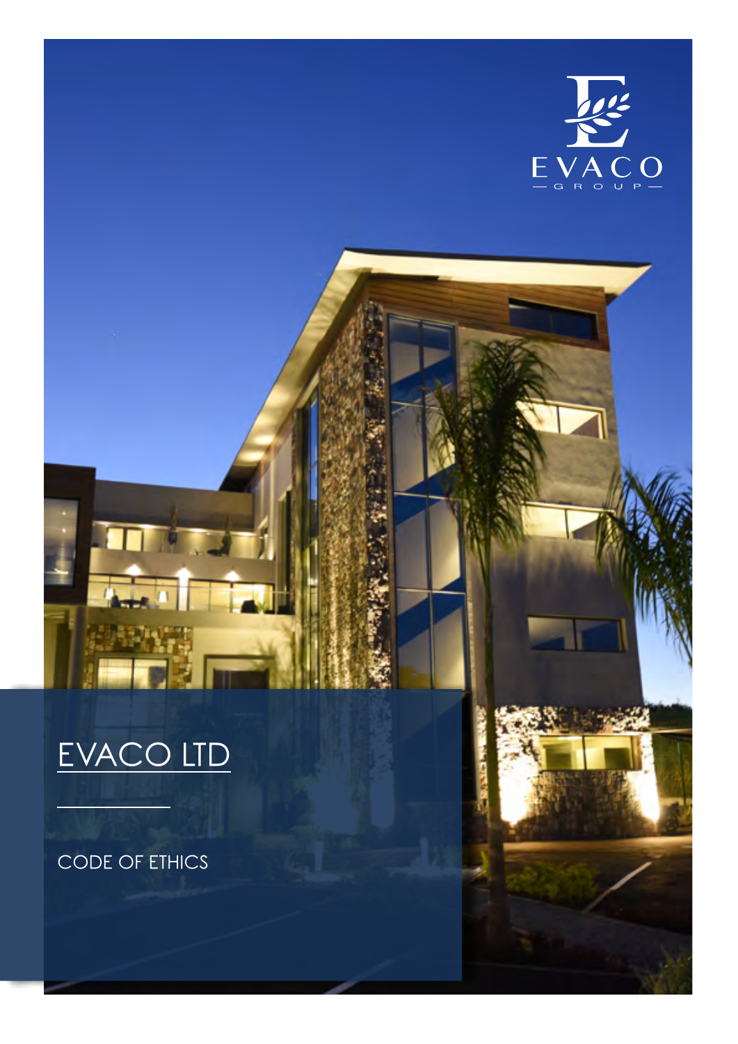EVACO
GROUP

# EVACO LTD

CODE OF ETHICS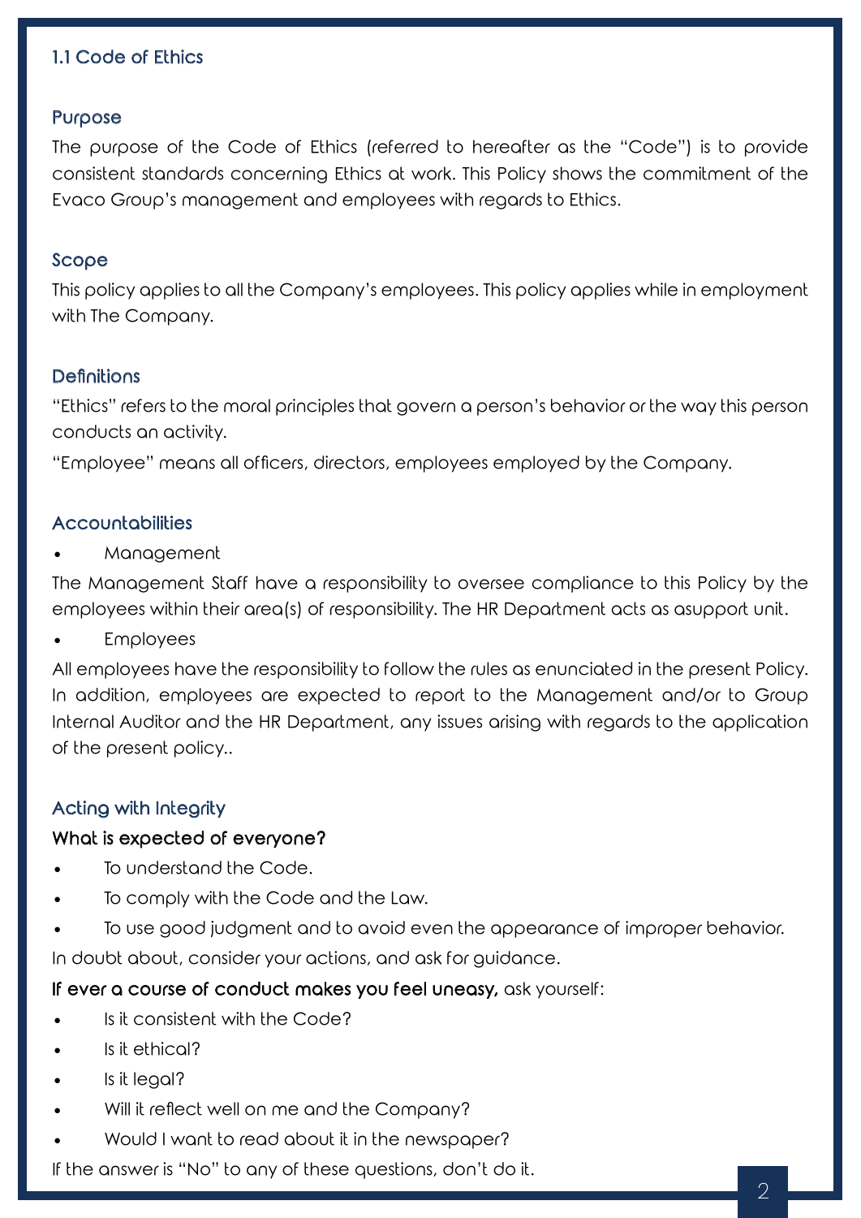## 1.1 Code of Ethics

### Purpose

The purpose of the Code of Ethics (referred to hereafter as the "Code") is to provide consistent standards concerning Ethics at work. This Policy shows the commitment of the Evaco Group's management and employees with regards to Ethics.

### Scope

This policy applies to all the Company's employees. This policy applies while in employment with The Company.

### Definitions

"Ethics" refers to the moral principles that govern a person's behavior or the way this person conducts an activity.

"Employee" means all officers, directors, employees employed by the Company.

### Accountabilities

- Management

The Management Staff have a responsibility to oversee compliance to this Policy by the employees within their area(s) of responsibility. The HR Department acts as asupport unit.

- Employees

All employees have the responsibility to follow the rules as enunciated in the present Policy. In addition, employees are expected to report to the Management and/or to Group Internal Auditor and the HR Department, any issues arising with regards to the application of the present policy..

### Acting with Integrity

**What is expected of everyone?**

- To understand the Code.
- To comply with the Code and the Law.
- To use good judgment and to avoid even the appearance of improper behavior.

In doubt about, consider your actions, and ask for guidance.

**If ever a course of conduct makes you feel uneasy,** ask yourself:

- Is it consistent with the Code?
- Is it ethical?
- Is it legal?
- Will it reflect well on me and the Company?
- Would I want to read about it in the newspaper?

If the answer is "No" to any of these questions, don't do it.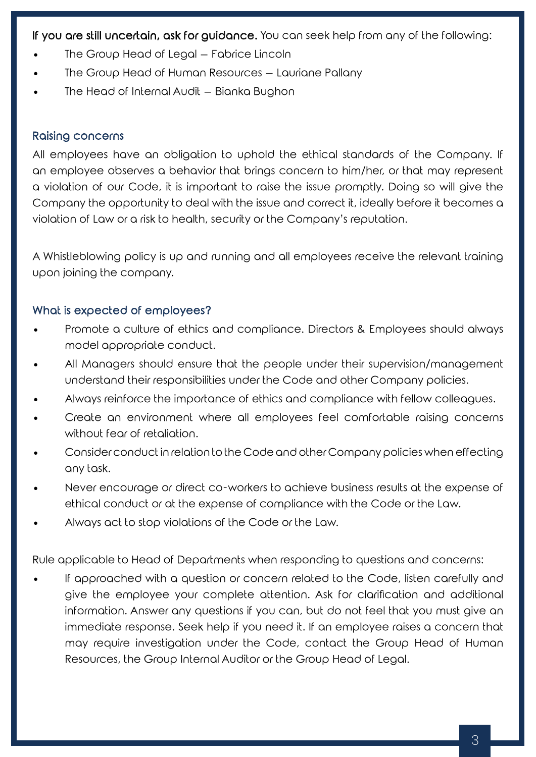**If you are still uncertain, ask for guidance.** You can seek help from any of the following:

- The Group Head of Legal – Fabrice Lincoln
- The Group Head of Human Resources – Lauriane Pallany
- The Head of Internal Audit – Bianka Bughon

## Raising concerns

All employees have an obligation to uphold the ethical standards of the Company. If an employee observes a behavior that brings concern to him/her, or that may represent a violation of our Code, it is important to raise the issue promptly. Doing so will give the Company the opportunity to deal with the issue and correct it, ideally before it becomes a violation of Law or a risk to health, security or the Company's reputation.

A Whistleblowing policy is up and running and all employees receive the relevant training upon joining the company.

## What is expected of employees?

- Promote a culture of ethics and compliance. Directors & Employees should always model appropriate conduct.
- All Managers should ensure that the people under their supervision/management understand their responsibilities under the Code and other Company policies.
- Always reinforce the importance of ethics and compliance with fellow colleagues.
- Create an environment where all employees feel comfortable raising concerns without fear of retaliation.
- Consider conduct in relation to the Code and other Company policies when effecting any task.
- Never encourage or direct co-workers to achieve business results at the expense of ethical conduct or at the expense of compliance with the Code or the Law.
- Always act to stop violations of the Code or the Law.

Rule applicable to Head of Departments when responding to questions and concerns:

- If approached with a question or concern related to the Code, listen carefully and give the employee your complete attention. Ask for clarification and additional information. Answer any questions if you can, but do not feel that you must give an immediate response. Seek help if you need it. If an employee raises a concern that may require investigation under the Code, contact the Group Head of Human Resources, the Group Internal Auditor or the Group Head of Legal.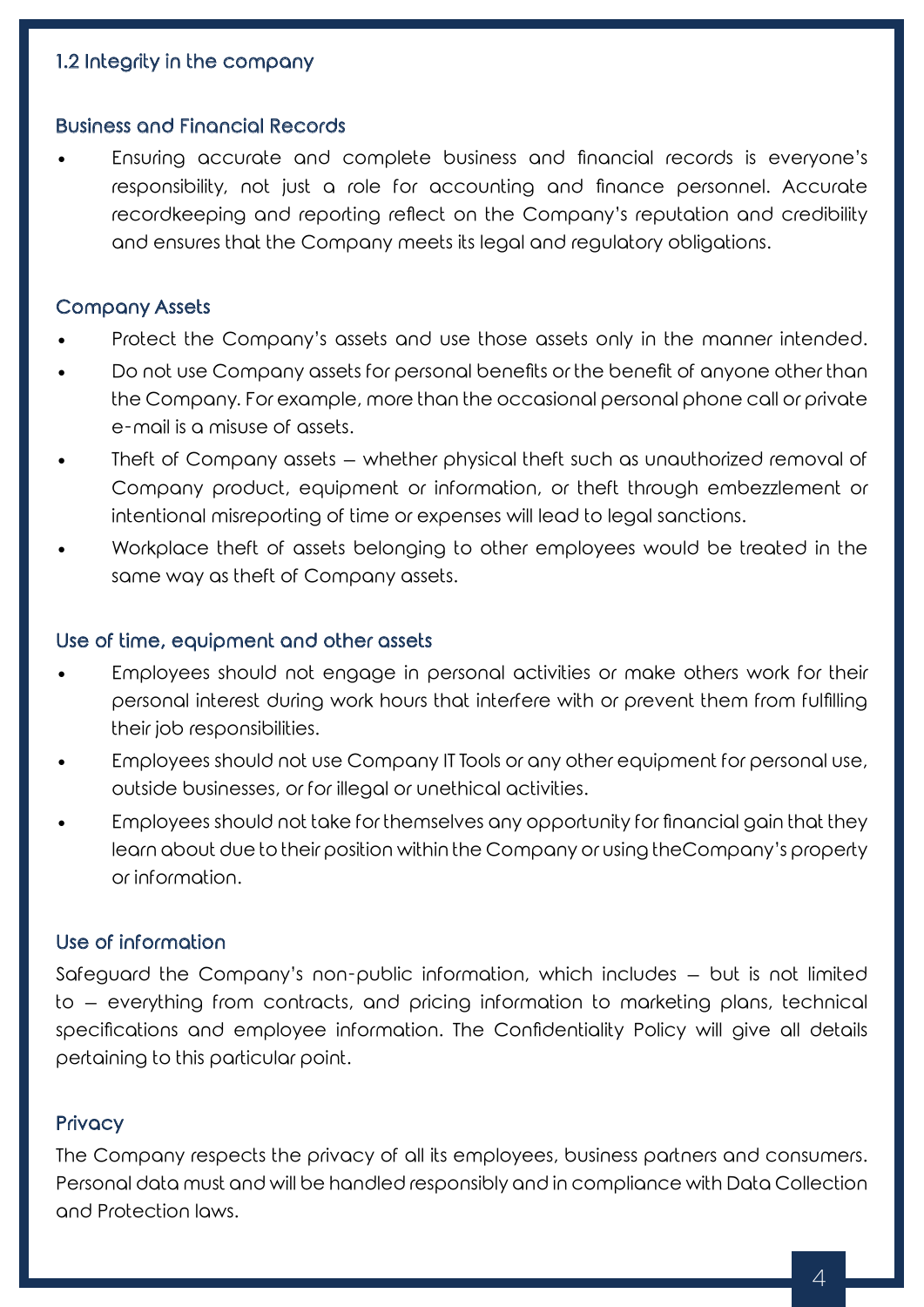## 1.2 Integrity in the company

### Business and Financial Records

- Ensuring accurate and complete business and financial records is everyone's responsibility, not just a role for accounting and finance personnel. Accurate recordkeeping and reporting reflect on the Company's reputation and credibility and ensures that the Company meets its legal and regulatory obligations.

### Company Assets

- Protect the Company's assets and use those assets only in the manner intended.
- Do not use Company assets for personal benefits or the benefit of anyone other than the Company. For example, more than the occasional personal phone call or private e-mail is a misuse of assets.
- Theft of Company assets – whether physical theft such as unauthorized removal of Company product, equipment or information, or theft through embezzlement or intentional misreporting of time or expenses will lead to legal sanctions.
- Workplace theft of assets belonging to other employees would be treated in the same way as theft of Company assets.

### Use of time, equipment and other assets

- Employees should not engage in personal activities or make others work for their personal interest during work hours that interfere with or prevent them from fulfilling their job responsibilities.
- Employees should not use Company IT Tools or any other equipment for personal use, outside businesses, or for illegal or unethical activities.
- Employees should not take for themselves any opportunity for financial gain that they learn about due to their position within the Company or using theCompany's property or information.

### Use of information

Safeguard the Company's non-public information, which includes – but is not limited to – everything from contracts, and pricing information to marketing plans, technical specifications and employee information. The Confidentiality Policy will give all details pertaining to this particular point.

### Privacy

The Company respects the privacy of all its employees, business partners and consumers. Personal data must and will be handled responsibly and in compliance with Data Collection and Protection laws.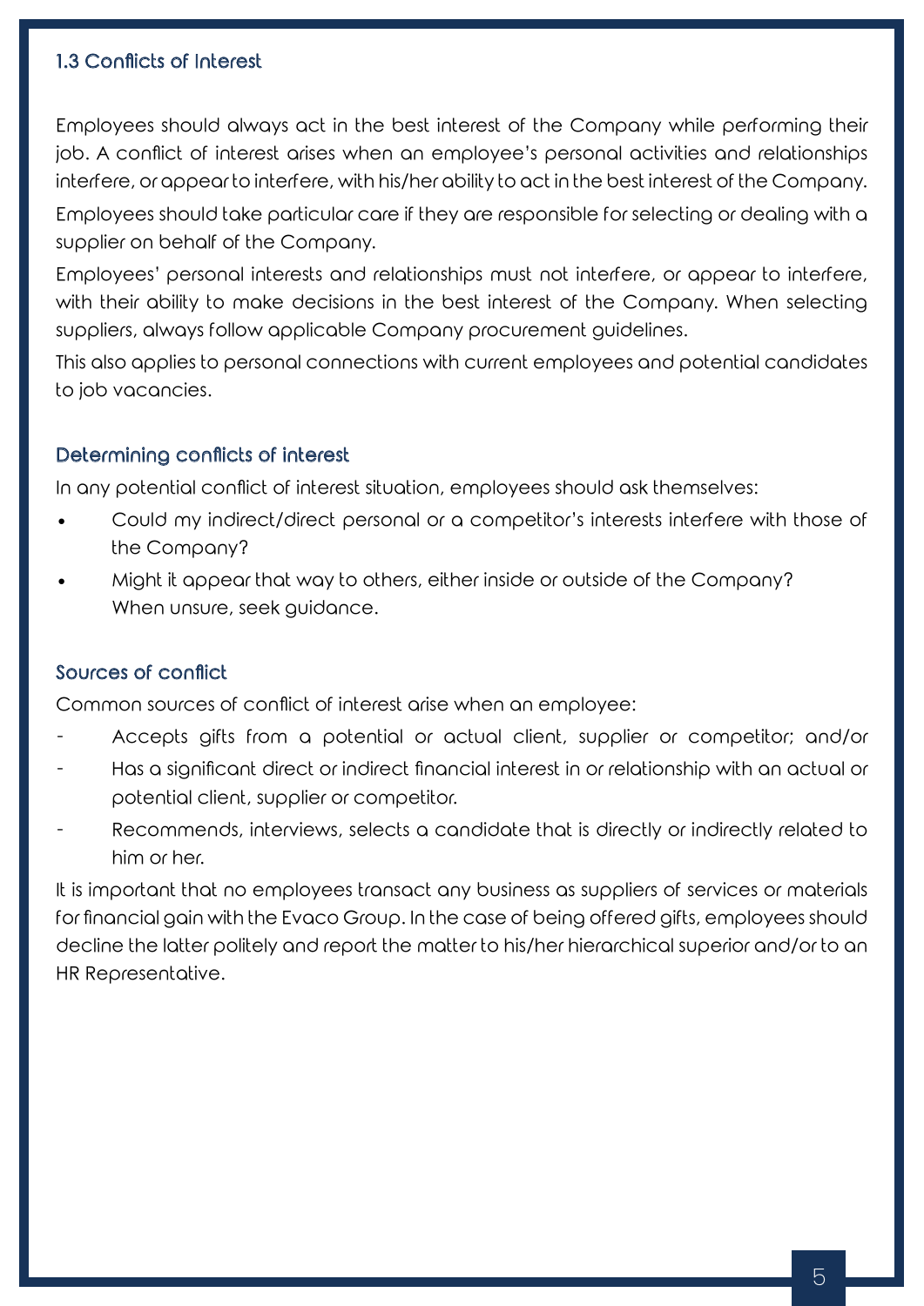## 1.3 Conflicts of Interest

Employees should always act in the best interest of the Company while performing their job. A conflict of interest arises when an employee's personal activities and relationships interfere, or appear to interfere, with his/her ability to act in the best interest of the Company.

Employees should take particular care if they are responsible for selecting or dealing with a supplier on behalf of the Company.

Employees' personal interests and relationships must not interfere, or appear to interfere, with their ability to make decisions in the best interest of the Company. When selecting suppliers, always follow applicable Company procurement guidelines.

This also applies to personal connections with current employees and potential candidates to job vacancies.

### Determining conflicts of interest

In any potential conflict of interest situation, employees should ask themselves:

- Could my indirect/direct personal or a competitor's interests interfere with those of the Company?
- Might it appear that way to others, either inside or outside of the Company? When unsure, seek guidance.

### Sources of conflict

Common sources of conflict of interest arise when an employee:

- Accepts gifts from a potential or actual client, supplier or competitor; and/or
- Has a significant direct or indirect financial interest in or relationship with an actual or potential client, supplier or competitor.
- Recommends, interviews, selects a candidate that is directly or indirectly related to him or her.

It is important that no employees transact any business as suppliers of services or materials for financial gain with the Evaco Group. In the case of being offered gifts, employees should decline the latter politely and report the matter to his/her hierarchical superior and/or to an HR Representative.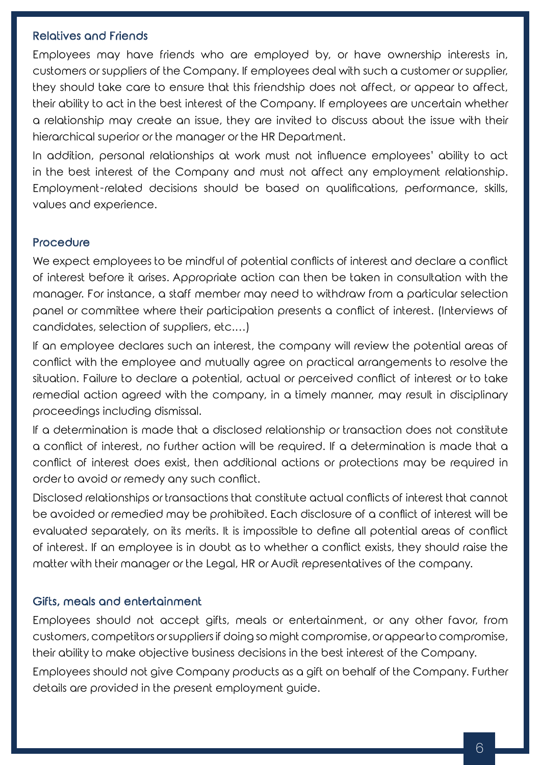### Relatives and Friends

Employees may have friends who are employed by, or have ownership interests in, customers or suppliers of the Company. If employees deal with such a customer or supplier, they should take care to ensure that this friendship does not affect, or appear to affect, their ability to act in the best interest of the Company. If employees are uncertain whether a relationship may create an issue, they are invited to discuss about the issue with their hierarchical superior or the manager or the HR Department.

In addition, personal relationships at work must not influence employees' ability to act in the best interest of the Company and must not affect any employment relationship. Employment-related decisions should be based on qualifications, performance, skills, values and experience.

### Procedure

We expect employees to be mindful of potential conflicts of interest and declare a conflict of interest before it arises. Appropriate action can then be taken in consultation with the manager. For instance, a staff member may need to withdraw from a particular selection panel or committee where their participation presents a conflict of interest. (Interviews of candidates, selection of suppliers, etc....)

If an employee declares such an interest, the company will review the potential areas of conflict with the employee and mutually agree on practical arrangements to resolve the situation. Failure to declare a potential, actual or perceived conflict of interest or to take remedial action agreed with the company, in a timely manner, may result in disciplinary proceedings including dismissal.

If a determination is made that a disclosed relationship or transaction does not constitute a conflict of interest, no further action will be required. If a determination is made that a conflict of interest does exist, then additional actions or protections may be required in order to avoid or remedy any such conflict.

Disclosed relationships or transactions that constitute actual conflicts of interest that cannot be avoided or remedied may be prohibited. Each disclosure of a conflict of interest will be evaluated separately, on its merits. It is impossible to define all potential areas of conflict of interest. If an employee is in doubt as to whether a conflict exists, they should raise the matter with their manager or the Legal, HR or Audit representatives of the company.

### Gifts, meals and entertainment

Employees should not accept gifts, meals or entertainment, or any other favor, from customers, competitors or suppliers if doing so might compromise, or appear to compromise, their ability to make objective business decisions in the best interest of the Company.

Employees should not give Company products as a gift on behalf of the Company. Further details are provided in the present employment guide.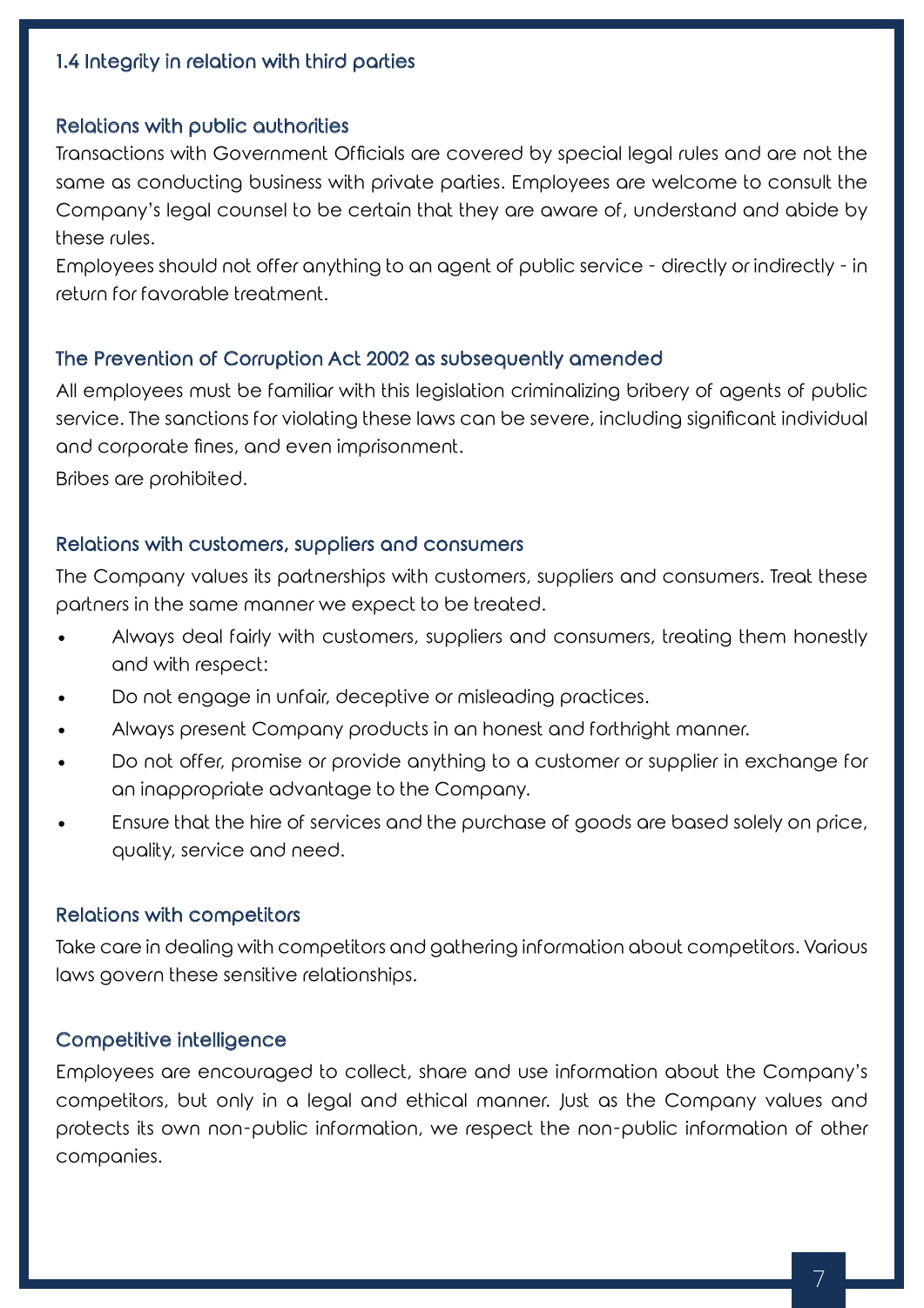## 1.4 Integrity in relation with third parties

### Relations with public authorities

Transactions with Government Officials are covered by special legal rules and are not the same as conducting business with private parties. Employees are welcome to consult the Company's legal counsel to be certain that they are aware of, understand and abide by these rules.

Employees should not offer anything to an agent of public service - directly or indirectly - in return for favorable treatment.

### The Prevention of Corruption Act 2002 as subsequently amended

All employees must be familiar with this legislation criminalizing bribery of agents of public service. The sanctions for violating these laws can be severe, including significant individual and corporate fines, and even imprisonment.

Bribes are prohibited.

### Relations with customers, suppliers and consumers

The Company values its partnerships with customers, suppliers and consumers. Treat these partners in the same manner we expect to be treated.

- Always deal fairly with customers, suppliers and consumers, treating them honestly and with respect:
- Do not engage in unfair, deceptive or misleading practices.
- Always present Company products in an honest and forthright manner.
- Do not offer, promise or provide anything to a customer or supplier in exchange for an inappropriate advantage to the Company.
- Ensure that the hire of services and the purchase of goods are based solely on price, quality, service and need.

### Relations with competitors

Take care in dealing with competitors and gathering information about competitors. Various laws govern these sensitive relationships.

### Competitive intelligence

Employees are encouraged to collect, share and use information about the Company's competitors, but only in a legal and ethical manner. Just as the Company values and protects its own non-public information, we respect the non-public information of other companies.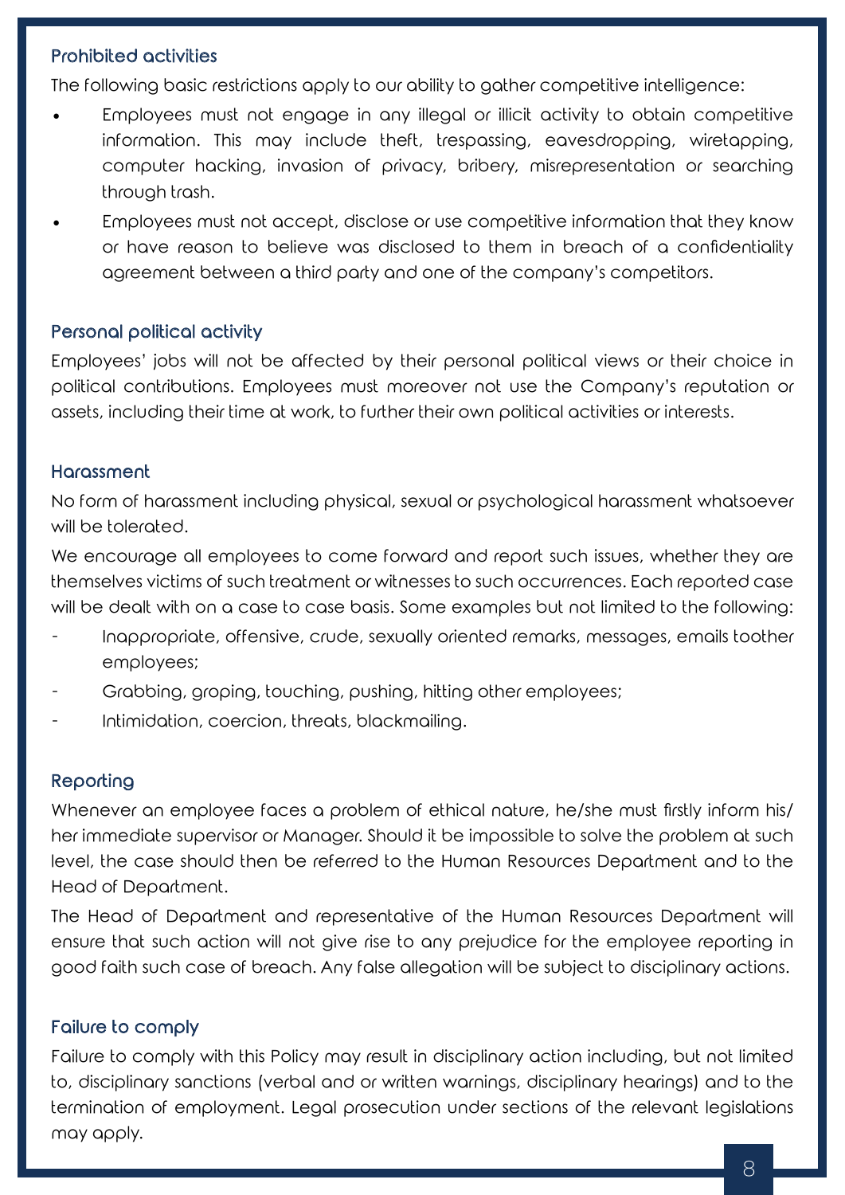### Prohibited activities

The following basic restrictions apply to our ability to gather competitive intelligence:

- Employees must not engage in any illegal or illicit activity to obtain competitive information. This may include theft, trespassing, eavesdropping, wiretapping, computer hacking, invasion of privacy, bribery, misrepresentation or searching through trash.
- Employees must not accept, disclose or use competitive information that they know or have reason to believe was disclosed to them in breach of a confidentiality agreement between a third party and one of the company's competitors.

### Personal political activity

Employees' jobs will not be affected by their personal political views or their choice in political contributions. Employees must moreover not use the Company's reputation or assets, including their time at work, to further their own political activities or interests.

### Harassment

No form of harassment including physical, sexual or psychological harassment whatsoever will be tolerated.

We encourage all employees to come forward and report such issues, whether they are themselves victims of such treatment or witnesses to such occurrences. Each reported case will be dealt with on a case to case basis. Some examples but not limited to the following:

- Inappropriate, offensive, crude, sexually oriented remarks, messages, emails toother employees;
- Grabbing, groping, touching, pushing, hitting other employees;
- Intimidation, coercion, threats, blackmailing.

### Reporting

Whenever an employee faces a problem of ethical nature, he/she must firstly inform his/her immediate supervisor or Manager. Should it be impossible to solve the problem at such level, the case should then be referred to the Human Resources Department and to the Head of Department.

The Head of Department and representative of the Human Resources Department will ensure that such action will not give rise to any prejudice for the employee reporting in good faith such case of breach. Any false allegation will be subject to disciplinary actions.

### Failure to comply

Failure to comply with this Policy may result in disciplinary action including, but not limited to, disciplinary sanctions (verbal and or written warnings, disciplinary hearings) and to the termination of employment. Legal prosecution under sections of the relevant legislations may apply.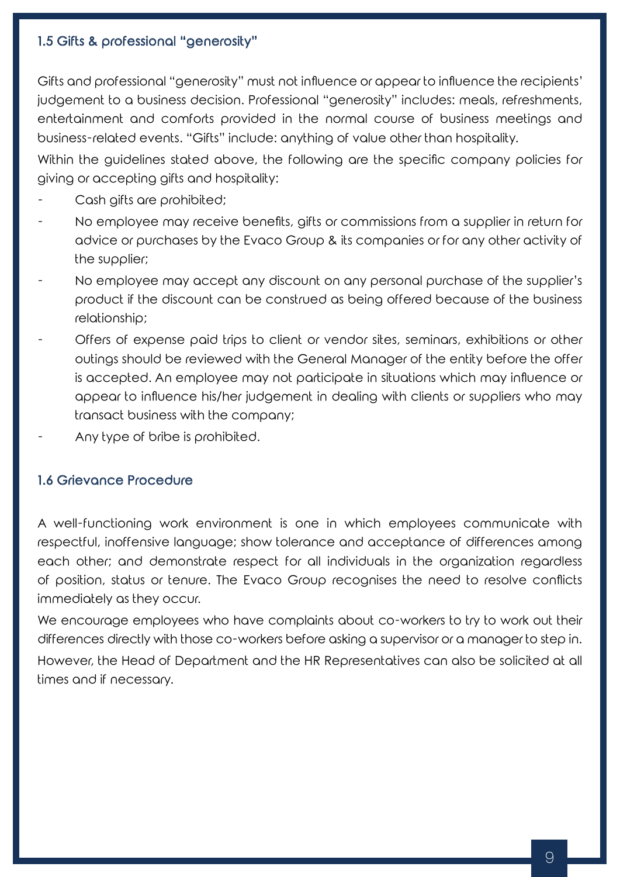### 1.5 Gifts & professional "generosity"

Gifts and professional "generosity" must not influence or appear to influence the recipients' judgement to a business decision. Professional "generosity" includes: meals, refreshments, entertainment and comforts provided in the normal course of business meetings and business-related events. "Gifts" include: anything of value other than hospitality.

Within the guidelines stated above, the following are the specific company policies for giving or accepting gifts and hospitality:

- Cash gifts are prohibited;
- No employee may receive benefits, gifts or commissions from a supplier in return for advice or purchases by the Evaco Group & its companies or for any other activity of the supplier;
- No employee may accept any discount on any personal purchase of the supplier's product if the discount can be construed as being offered because of the business relationship;
- Offers of expense paid trips to client or vendor sites, seminars, exhibitions or other outings should be reviewed with the General Manager of the entity before the offer is accepted. An employee may not participate in situations which may influence or appear to influence his/her judgement in dealing with clients or suppliers who may transact business with the company;
- Any type of bribe is prohibited.

### 1.6 Grievance Procedure

A well-functioning work environment is one in which employees communicate with respectful, inoffensive language; show tolerance and acceptance of differences among each other; and demonstrate respect for all individuals in the organization regardless of position, status or tenure. The Evaco Group recognises the need to resolve conflicts immediately as they occur.

We encourage employees who have complaints about co-workers to try to work out their differences directly with those co-workers before asking a supervisor or a manager to step in. However, the Head of Department and the HR Representatives can also be solicited at all times and if necessary.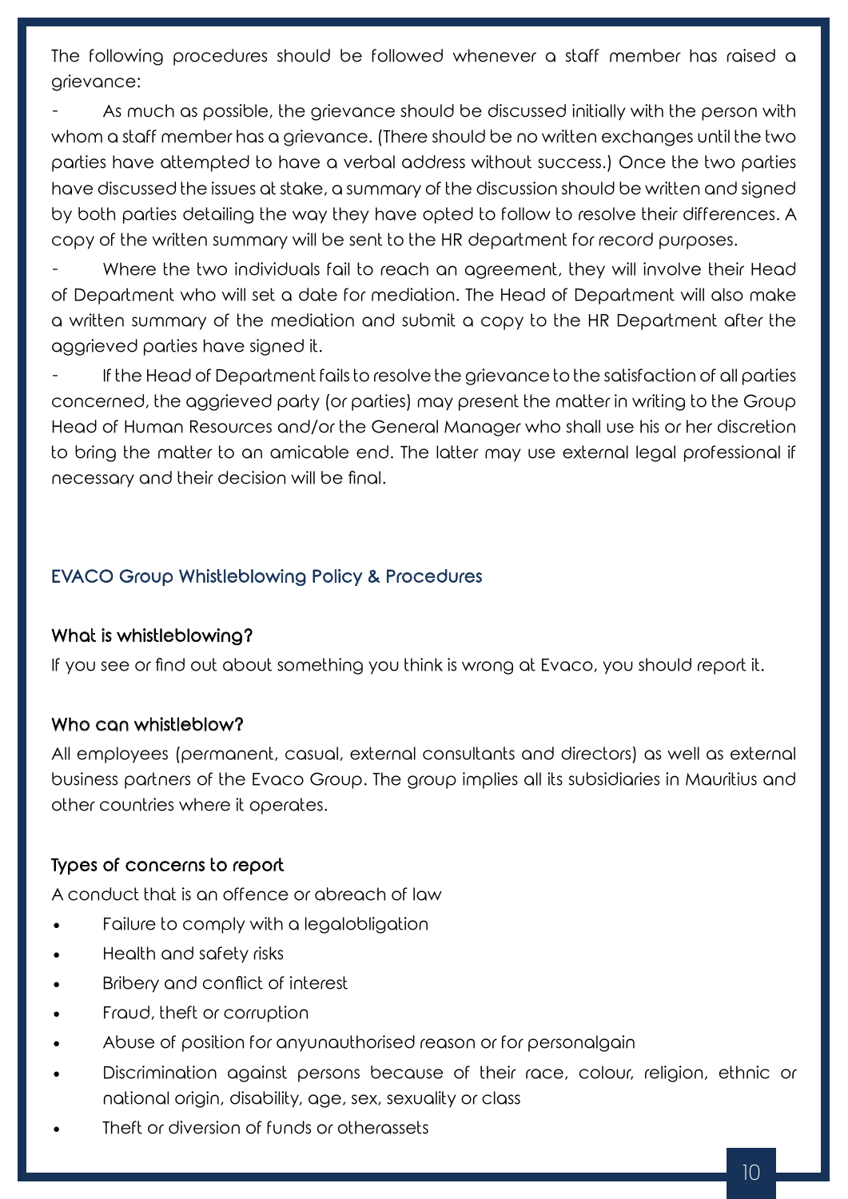The following procedures should be followed whenever a staff member has raised a grievance:

- As much as possible, the grievance should be discussed initially with the person with whom a staff member has a grievance. (There should be no written exchanges until the two parties have attempted to have a verbal address without success.) Once the two parties have discussed the issues at stake, a summary of the discussion should be written and signed by both parties detailing the way they have opted to follow to resolve their differences. A copy of the written summary will be sent to the HR department for record purposes.
- Where the two individuals fail to reach an agreement, they will involve their Head of Department who will set a date for mediation. The Head of Department will also make a written summary of the mediation and submit a copy to the HR Department after the aggrieved parties have signed it.
- If the Head of Department fails to resolve the grievance to the satisfaction of all parties concerned, the aggrieved party (or parties) may present the matter in writing to the Group Head of Human Resources and/or the General Manager who shall use his or her discretion to bring the matter to an amicable end. The latter may use external legal professional if necessary and their decision will be final.

## EVACO Group Whistleblowing Policy & Procedures

### What is whistleblowing?

If you see or find out about something you think is wrong at Evaco, you should report it.

### Who can whistleblow?

All employees (permanent, casual, external consultants and directors) as well as external business partners of the Evaco Group. The group implies all its subsidiaries in Mauritius and other countries where it operates.

### Types of concerns to report

A conduct that is an offence or abreach of law

- Failure to comply with a legalobligation
- Health and safety risks
- Bribery and conflict of interest
- Fraud, theft or corruption
- Abuse of position for anyunauthorised reason or for personalgain
- Discrimination against persons because of their race, colour, religion, ethnic or national origin, disability, age, sex, sexuality or class
- Theft or diversion of funds or otherassets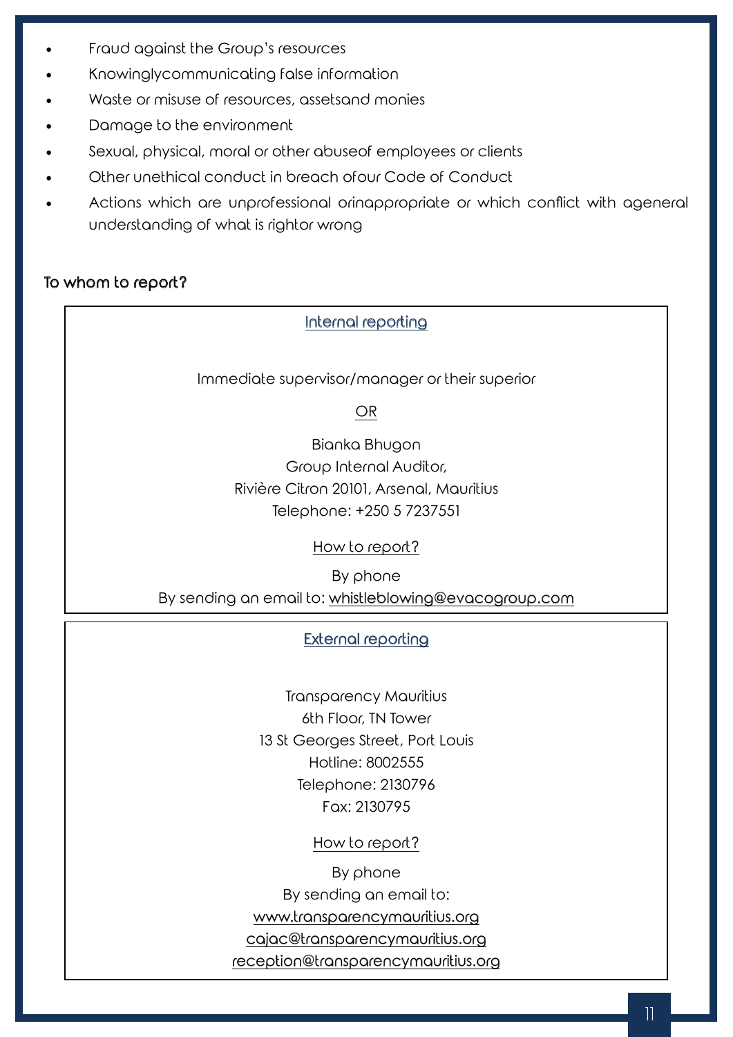- Fraud against the Group's resources
- Knowinglycommunicating false information
- Waste or misuse of resources, assetsand monies
- Damage to the environment
- Sexual, physical, moral or other abuseof employees or clients
- Other unethical conduct in breach ofour Code of Conduct
- Actions which are unprofessional orinappropriate or which conflict with ageneral understanding of what is rightor wrong

### To whom to report?

**Internal reporting**

Immediate supervisor/manager or their superior

OR

Bianka Bhugon
Group Internal Auditor,
Rivière Citron 20101, Arsenal, Mauritius
Telephone: +250 5 7237551

How to report?

By phone
By sending an email to: whistleblowing@evacogroup.com

**External reporting**

Transparency Mauritius
6th Floor, TN Tower
13 St Georges Street, Port Louis
Hotline: 8002555
Telephone: 2130796
Fax: 2130795

How to report?

By phone
By sending an email to:
www.transparencymauritius.org
cajac@transparencymauritius.org
reception@transparencymauritius.org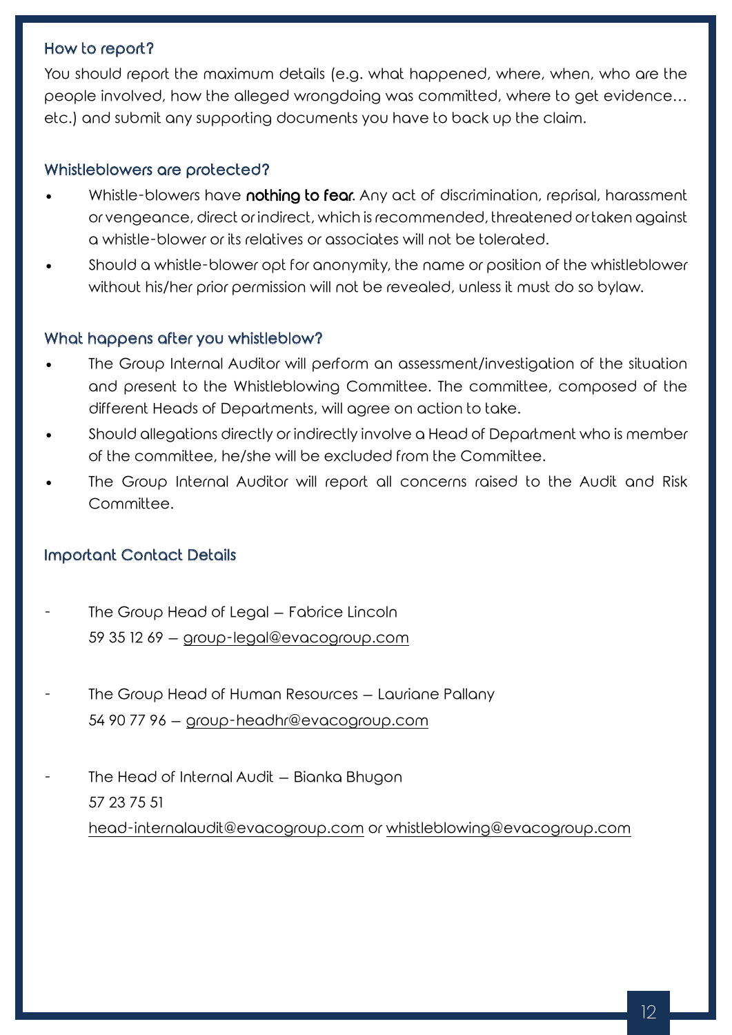## How to report?

You should report the maximum details (e.g. what happened, where, when, who are the people involved, how the alleged wrongdoing was committed, where to get evidence… etc.) and submit any supporting documents you have to back up the claim.

## Whistleblowers are protected?

- Whistle-blowers have **nothing to fear**. Any act of discrimination, reprisal, harassment or vengeance, direct or indirect, which is recommended, threatened or taken against a whistle-blower or its relatives or associates will not be tolerated.
- Should a whistle-blower opt for anonymity, the name or position of the whistleblower without his/her prior permission will not be revealed, unless it must do so bylaw.

## What happens after you whistleblow?

- The Group Internal Auditor will perform an assessment/investigation of the situation and present to the Whistleblowing Committee. The committee, composed of the different Heads of Departments, will agree on action to take.
- Should allegations directly or indirectly involve a Head of Department who is member of the committee, he/she will be excluded from the Committee.
- The Group Internal Auditor will report all concerns raised to the Audit and Risk Committee.

## Important Contact Details

- The Group Head of Legal – Fabrice Lincoln
  59 35 12 69 – group-legal@evacogroup.com

- The Group Head of Human Resources – Lauriane Pallany
  54 90 77 96 – group-headhr@evacogroup.com

- The Head of Internal Audit – Bianka Bhugon
  57 23 75 51
  head-internalaudit@evacogroup.com or whistleblowing@evacogroup.com